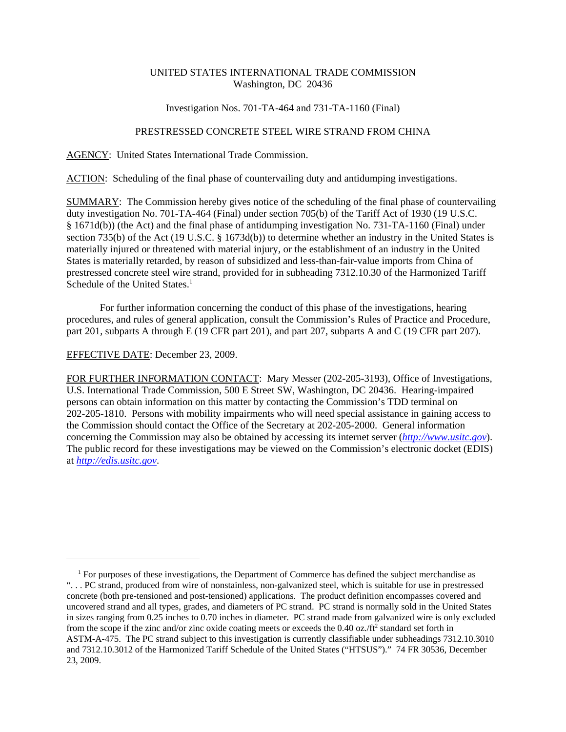UNITED STATES INTERNATIONAL TRADE COMMISSION
Washington, DC 20436

Investigation Nos. 701-TA-464 and 731-TA-1160 (Final)

PRESTRESSED CONCRETE STEEL WIRE STRAND FROM CHINA

AGENCY: United States International Trade Commission.

ACTION: Scheduling of the final phase of countervailing duty and antidumping investigations.

SUMMARY: The Commission hereby gives notice of the scheduling of the final phase of countervailing duty investigation No. 701-TA-464 (Final) under section 705(b) of the Tariff Act of 1930 (19 U.S.C. § 1671d(b)) (the Act) and the final phase of antidumping investigation No. 731-TA-1160 (Final) under section 735(b) of the Act (19 U.S.C. § 1673d(b)) to determine whether an industry in the United States is materially injured or threatened with material injury, or the establishment of an industry in the United States is materially retarded, by reason of subsidized and less-than-fair-value imports from China of prestressed concrete steel wire strand, provided for in subheading 7312.10.30 of the Harmonized Tariff Schedule of the United States.[1]

For further information concerning the conduct of this phase of the investigations, hearing procedures, and rules of general application, consult the Commission's Rules of Practice and Procedure, part 201, subparts A through E (19 CFR part 201), and part 207, subparts A and C (19 CFR part 207).

EFFECTIVE DATE: December 23, 2009.

FOR FURTHER INFORMATION CONTACT: Mary Messer (202-205-3193), Office of Investigations, U.S. International Trade Commission, 500 E Street SW, Washington, DC 20436. Hearing-impaired persons can obtain information on this matter by contacting the Commission's TDD terminal on 202-205-1810. Persons with mobility impairments who will need special assistance in gaining access to the Commission should contact the Office of the Secretary at 202-205-2000. General information concerning the Commission may also be obtained by accessing its internet server (*http://www.usitc.gov*). The public record for these investigations may be viewed on the Commission's electronic docket (EDIS) at *http://edis.usitc.gov*.

---

[1] For purposes of these investigations, the Department of Commerce has defined the subject merchandise as ". . . PC strand, produced from wire of nonstainless, non-galvanized steel, which is suitable for use in prestressed concrete (both pre-tensioned and post-tensioned) applications. The product definition encompasses covered and uncovered strand and all types, grades, and diameters of PC strand. PC strand is normally sold in the United States in sizes ranging from 0.25 inches to 0.70 inches in diameter. PC strand made from galvanized wire is only excluded from the scope if the zinc and/or zinc oxide coating meets or exceeds the 0.40 oz./$ft^2$ standard set forth in ASTM-A-475. The PC strand subject to this investigation is currently classifiable under subheadings 7312.10.3010 and 7312.10.3012 of the Harmonized Tariff Schedule of the United States ("HTSUS")." 74 FR 30536, December 23, 2009.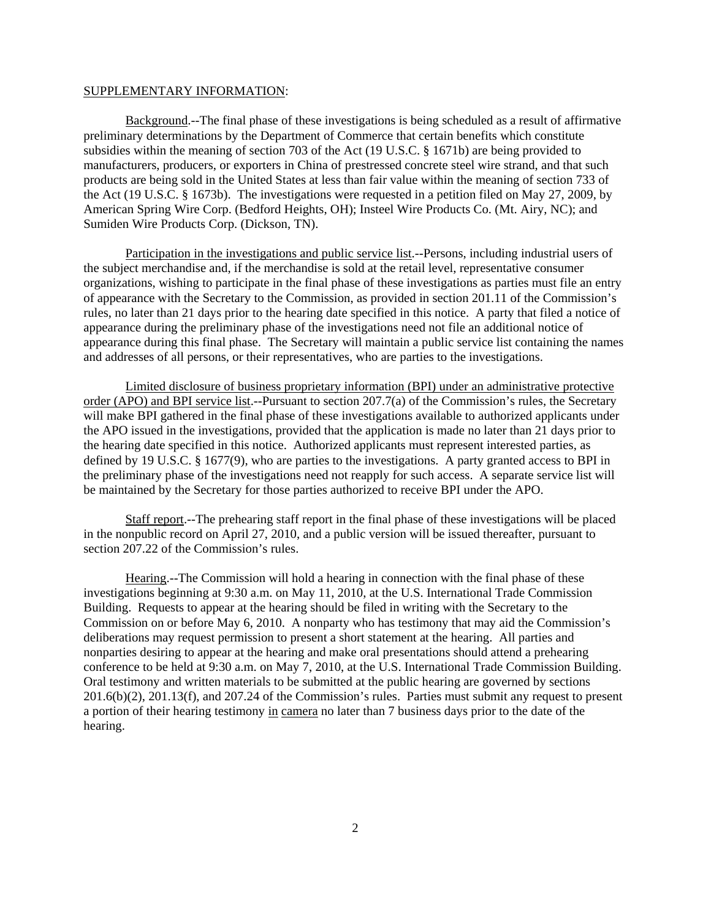SUPPLEMENTARY INFORMATION:

Background.--The final phase of these investigations is being scheduled as a result of affirmative preliminary determinations by the Department of Commerce that certain benefits which constitute subsidies within the meaning of section 703 of the Act (19 U.S.C. § 1671b) are being provided to manufacturers, producers, or exporters in China of prestressed concrete steel wire strand, and that such products are being sold in the United States at less than fair value within the meaning of section 733 of the Act (19 U.S.C. § 1673b). The investigations were requested in a petition filed on May 27, 2009, by American Spring Wire Corp. (Bedford Heights, OH); Insteel Wire Products Co. (Mt. Airy, NC); and Sumiden Wire Products Corp. (Dickson, TN).

Participation in the investigations and public service list.--Persons, including industrial users of the subject merchandise and, if the merchandise is sold at the retail level, representative consumer organizations, wishing to participate in the final phase of these investigations as parties must file an entry of appearance with the Secretary to the Commission, as provided in section 201.11 of the Commission's rules, no later than 21 days prior to the hearing date specified in this notice. A party that filed a notice of appearance during the preliminary phase of the investigations need not file an additional notice of appearance during this final phase. The Secretary will maintain a public service list containing the names and addresses of all persons, or their representatives, who are parties to the investigations.

Limited disclosure of business proprietary information (BPI) under an administrative protective order (APO) and BPI service list.--Pursuant to section 207.7(a) of the Commission's rules, the Secretary will make BPI gathered in the final phase of these investigations available to authorized applicants under the APO issued in the investigations, provided that the application is made no later than 21 days prior to the hearing date specified in this notice. Authorized applicants must represent interested parties, as defined by 19 U.S.C. § 1677(9), who are parties to the investigations. A party granted access to BPI in the preliminary phase of the investigations need not reapply for such access. A separate service list will be maintained by the Secretary for those parties authorized to receive BPI under the APO.

Staff report.--The prehearing staff report in the final phase of these investigations will be placed in the nonpublic record on April 27, 2010, and a public version will be issued thereafter, pursuant to section 207.22 of the Commission's rules.

Hearing.--The Commission will hold a hearing in connection with the final phase of these investigations beginning at 9:30 a.m. on May 11, 2010, at the U.S. International Trade Commission Building. Requests to appear at the hearing should be filed in writing with the Secretary to the Commission on or before May 6, 2010. A nonparty who has testimony that may aid the Commission's deliberations may request permission to present a short statement at the hearing. All parties and nonparties desiring to appear at the hearing and make oral presentations should attend a prehearing conference to be held at 9:30 a.m. on May 7, 2010, at the U.S. International Trade Commission Building. Oral testimony and written materials to be submitted at the public hearing are governed by sections 201.6(b)(2), 201.13(f), and 207.24 of the Commission's rules. Parties must submit any request to present a portion of their hearing testimony in camera no later than 7 business days prior to the date of the hearing.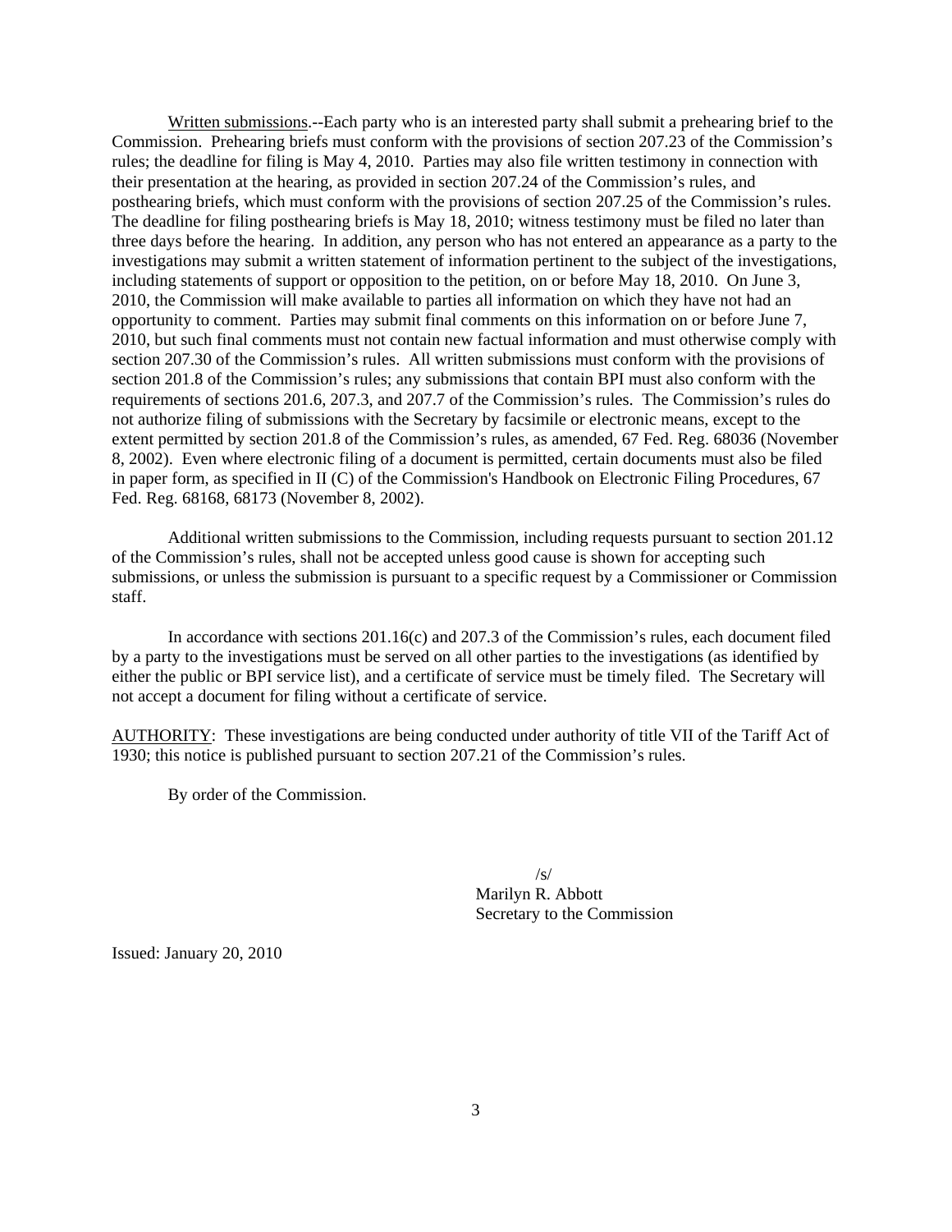Written submissions.--Each party who is an interested party shall submit a prehearing brief to the Commission. Prehearing briefs must conform with the provisions of section 207.23 of the Commission's rules; the deadline for filing is May 4, 2010. Parties may also file written testimony in connection with their presentation at the hearing, as provided in section 207.24 of the Commission's rules, and posthearing briefs, which must conform with the provisions of section 207.25 of the Commission's rules. The deadline for filing posthearing briefs is May 18, 2010; witness testimony must be filed no later than three days before the hearing. In addition, any person who has not entered an appearance as a party to the investigations may submit a written statement of information pertinent to the subject of the investigations, including statements of support or opposition to the petition, on or before May 18, 2010. On June 3, 2010, the Commission will make available to parties all information on which they have not had an opportunity to comment. Parties may submit final comments on this information on or before June 7, 2010, but such final comments must not contain new factual information and must otherwise comply with section 207.30 of the Commission's rules. All written submissions must conform with the provisions of section 201.8 of the Commission's rules; any submissions that contain BPI must also conform with the requirements of sections 201.6, 207.3, and 207.7 of the Commission's rules. The Commission's rules do not authorize filing of submissions with the Secretary by facsimile or electronic means, except to the extent permitted by section 201.8 of the Commission's rules, as amended, 67 Fed. Reg. 68036 (November 8, 2002). Even where electronic filing of a document is permitted, certain documents must also be filed in paper form, as specified in II (C) of the Commission's Handbook on Electronic Filing Procedures, 67 Fed. Reg. 68168, 68173 (November 8, 2002).

Additional written submissions to the Commission, including requests pursuant to section 201.12 of the Commission's rules, shall not be accepted unless good cause is shown for accepting such submissions, or unless the submission is pursuant to a specific request by a Commissioner or Commission staff.

In accordance with sections 201.16(c) and 207.3 of the Commission's rules, each document filed by a party to the investigations must be served on all other parties to the investigations (as identified by either the public or BPI service list), and a certificate of service must be timely filed. The Secretary will not accept a document for filing without a certificate of service.

AUTHORITY: These investigations are being conducted under authority of title VII of the Tariff Act of 1930; this notice is published pursuant to section 207.21 of the Commission's rules.

By order of the Commission.

/s/
Marilyn R. Abbott
Secretary to the Commission

Issued: January 20, 2010